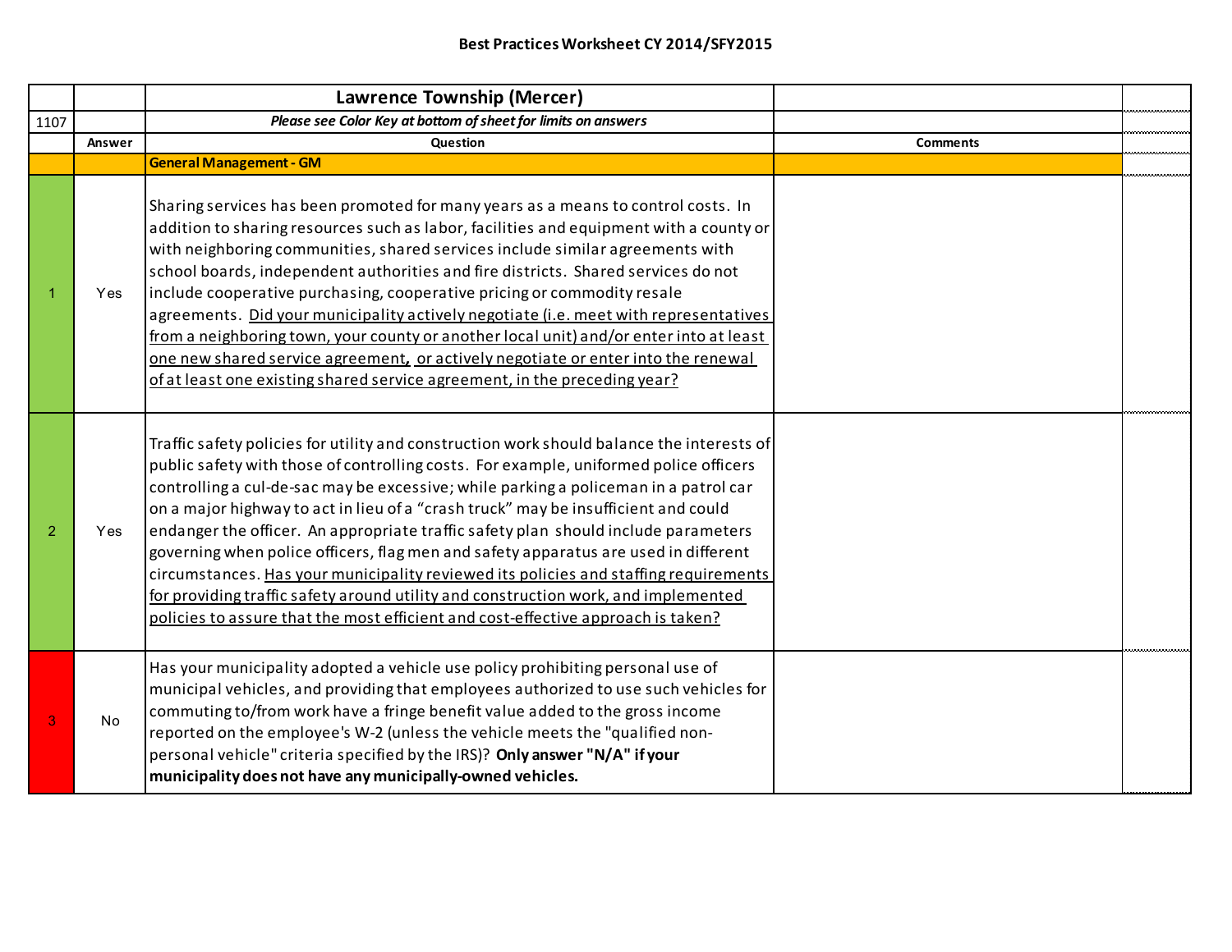## Best Practices Worksheet CY 2014/SFY2015

| | | Lawrence Township (Mercer) | | |
|---|---|---|---|---|
| 1107 | | *Please see Color Key at bottom of sheet for limits on answers* | | |
| | **Answer** | **Question** | **Comments** | |
| | | **General Management - GM** | | |
| 1 | Yes | Sharing services has been promoted for many years as a means to control costs. In addition to sharing resources such as labor, facilities and equipment with a county or with neighboring communities, shared services include similar agreements with school boards, independent authorities and fire districts. Shared services do not include cooperative purchasing, cooperative pricing or commodity resale agreements. Did your municipality actively negotiate (i.e. meet with representatives from a neighboring town, your county or another local unit) and/or enter into at least one new shared service agreement, or actively negotiate or enter into the renewal of at least one existing shared service agreement, in the preceding year? | | |
| 2 | Yes | Traffic safety policies for utility and construction work should balance the interests of public safety with those of controlling costs. For example, uniformed police officers controlling a cul-de-sac may be excessive; while parking a policeman in a patrol car on a major highway to act in lieu of a "crash truck" may be insufficient and could endanger the officer. An appropriate traffic safety plan should include parameters governing when police officers, flag men and safety apparatus are used in different circumstances. Has your municipality reviewed its policies and staffing requirements for providing traffic safety around utility and construction work, and implemented policies to assure that the most efficient and cost-effective approach is taken? | | |
| 3 | No | Has your municipality adopted a vehicle use policy prohibiting personal use of municipal vehicles, and providing that employees authorized to use such vehicles for commuting to/from work have a fringe benefit value added to the gross income reported on the employee's W-2 (unless the vehicle meets the "qualified non-personal vehicle" criteria specified by the IRS)? **Only answer "N/A" if your municipality does not have any municipally-owned vehicles.** | | |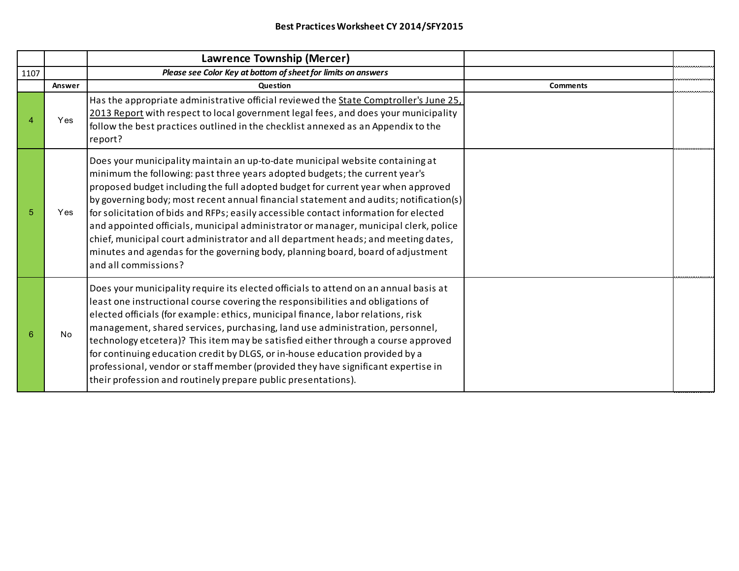**Best Practices Worksheet CY 2014/SFY2015**

| | | Lawrence Township (Mercer) | | |
|---|---|---|---|---|
| 1107 | | *Please see Color Key at bottom of sheet for limits on answers* | | |
| | **Answer** | **Question** | **Comments** | |
| 4 | Yes | Has the appropriate administrative official reviewed the State Comptroller's June 25, 2013 Report with respect to local government legal fees, and does your municipality follow the best practices outlined in the checklist annexed as an Appendix to the report? | | |
| 5 | Yes | Does your municipality maintain an up-to-date municipal website containing at minimum the following: past three years adopted budgets; the current year's proposed budget including the full adopted budget for current year when approved by governing body; most recent annual financial statement and audits; notification(s) for solicitation of bids and RFPs; easily accessible contact information for elected and appointed officials, municipal administrator or manager, municipal clerk, police chief, municipal court administrator and all department heads; and meeting dates, minutes and agendas for the governing body, planning board, board of adjustment and all commissions? | | |
| 6 | No | Does your municipality require its elected officials to attend on an annual basis at least one instructional course covering the responsibilities and obligations of elected officials (for example: ethics, municipal finance, labor relations, risk management, shared services, purchasing, land use administration, personnel, technology etcetera)? This item may be satisfied either through a course approved for continuing education credit by DLGS, or in-house education provided by a professional, vendor or staff member (provided they have significant expertise in their profession and routinely prepare public presentations). | | |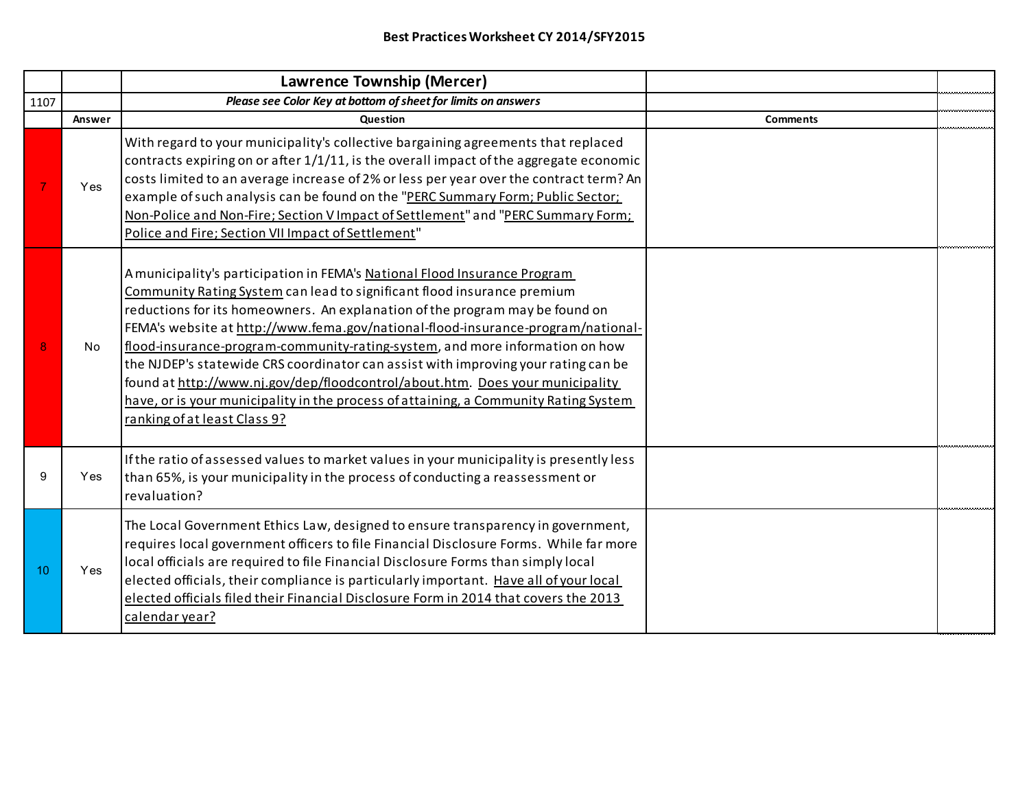## Best Practices Worksheet CY 2014/SFY2015

| | | Lawrence Township (Mercer) | | |
|---|---|---|---|---|
| 1107 | | *Please see Color Key at bottom of sheet for limits on answers* | | |
| | **Answer** | **Question** | **Comments** | |
| 7 | Yes | With regard to your municipality's collective bargaining agreements that replaced contracts expiring on or after 1/1/11, is the overall impact of the aggregate economic costs limited to an average increase of 2% or less per year over the contract term? An example of such analysis can be found on the "PERC Summary Form; Public Sector; Non-Police and Non-Fire; Section V Impact of Settlement" and "PERC Summary Form; Police and Fire; Section VII Impact of Settlement" | | |
| 8 | No | A municipality's participation in FEMA's National Flood Insurance Program Community Rating System can lead to significant flood insurance premium reductions for its homeowners. An explanation of the program may be found on FEMA's website at http://www.fema.gov/national-flood-insurance-program/national-flood-insurance-program-community-rating-system, and more information on how the NJDEP's statewide CRS coordinator can assist with improving your rating can be found at http://www.nj.gov/dep/floodcontrol/about.htm. Does your municipality have, or is your municipality in the process of attaining, a Community Rating System ranking of at least Class 9? | | |
| 9 | Yes | If the ratio of assessed values to market values in your municipality is presently less than 65%, is your municipality in the process of conducting a reassessment or revaluation? | | |
| 10 | Yes | The Local Government Ethics Law, designed to ensure transparency in government, requires local government officers to file Financial Disclosure Forms. While far more local officials are required to file Financial Disclosure Forms than simply local elected officials, their compliance is particularly important. Have all of your local elected officials filed their Financial Disclosure Form in 2014 that covers the 2013 calendar year? | | |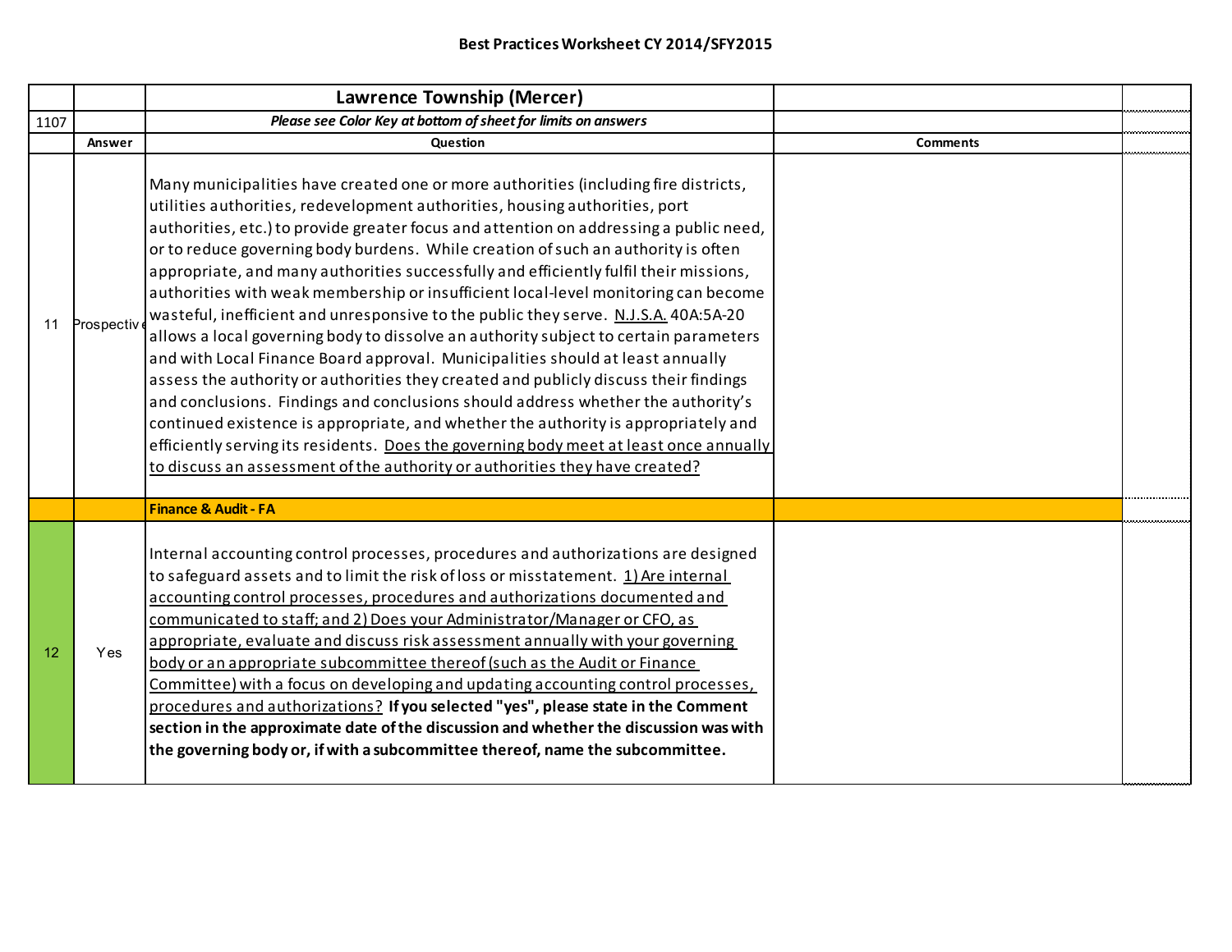**Best Practices Worksheet CY 2014/SFY2015**

| | | Lawrence Township (Mercer) | | |
|---|---|---|---|---|
| 1107 | | *Please see Color Key at bottom of sheet for limits on answers* | | |
| | **Answer** | **Question** | **Comments** | |
| 11 | Prospective | Many municipalities have created one or more authorities (including fire districts, utilities authorities, redevelopment authorities, housing authorities, port authorities, etc.) to provide greater focus and attention on addressing a public need, or to reduce governing body burdens. While creation of such an authority is often appropriate, and many authorities successfully and efficiently fulfil their missions, authorities with weak membership or insufficient local-level monitoring can become wasteful, inefficient and unresponsive to the public they serve. N.J.S.A. 40A:5A-20 allows a local governing body to dissolve an authority subject to certain parameters and with Local Finance Board approval. Municipalities should at least annually assess the authority or authorities they created and publicly discuss their findings and conclusions. Findings and conclusions should address whether the authority's continued existence is appropriate, and whether the authority is appropriately and efficiently serving its residents. Does the governing body meet at least once annually to discuss an assessment of the authority or authorities they have created? | | |
| | | **Finance & Audit - FA** | | |
| 12 | Yes | Internal accounting control processes, procedures and authorizations are designed to safeguard assets and to limit the risk of loss or misstatement. 1) Are internal accounting control processes, procedures and authorizations documented and communicated to staff; and 2) Does your Administrator/Manager or CFO, as appropriate, evaluate and discuss risk assessment annually with your governing body or an appropriate subcommittee thereof (such as the Audit or Finance Committee) with a focus on developing and updating accounting control processes, procedures and authorizations? **If you selected "yes", please state in the Comment section in the approximate date of the discussion and whether the discussion was with the governing body or, if with a subcommittee thereof, name the subcommittee.** | | |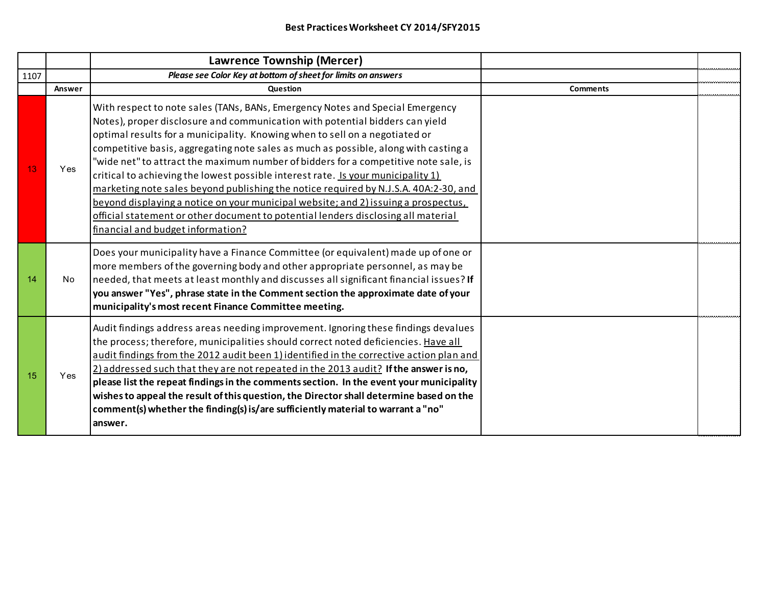**Best Practices Worksheet CY 2014/SFY2015**

| | | Lawrence Township (Mercer) | | |
|---|---|---|---|---|
| 1107 | | *Please see Color Key at bottom of sheet for limits on answers* | | |
| | Answer | Question | Comments | |
| 13 | Yes | With respect to note sales (TANs, BANs, Emergency Notes and Special Emergency Notes), proper disclosure and communication with potential bidders can yield optimal results for a municipality. Knowing when to sell on a negotiated or competitive basis, aggregating note sales as much as possible, along with casting a "wide net" to attract the maximum number of bidders for a competitive note sale, is critical to achieving the lowest possible interest rate. Is your municipality 1) marketing note sales beyond publishing the notice required by N.J.S.A. 40A:2-30, and beyond displaying a notice on your municipal website; and 2) issuing a prospectus, official statement or other document to potential lenders disclosing all material financial and budget information? | | |
| 14 | No | Does your municipality have a Finance Committee (or equivalent) made up of one or more members of the governing body and other appropriate personnel, as may be needed, that meets at least monthly and discusses all significant financial issues? **If you answer "Yes", phrase state in the Comment section the approximate date of your municipality's most recent Finance Committee meeting.** | | |
| 15 | Yes | Audit findings address areas needing improvement. Ignoring these findings devalues the process; therefore, municipalities should correct noted deficiencies. Have all audit findings from the 2012 audit been 1) identified in the corrective action plan and 2) addressed such that they are not repeated in the 2013 audit? **If the answer is no, please list the repeat findings in the comments section. In the event your municipality wishes to appeal the result of this question, the Director shall determine based on the comment(s) whether the finding(s) is/are sufficiently material to warrant a "no" answer.** | | |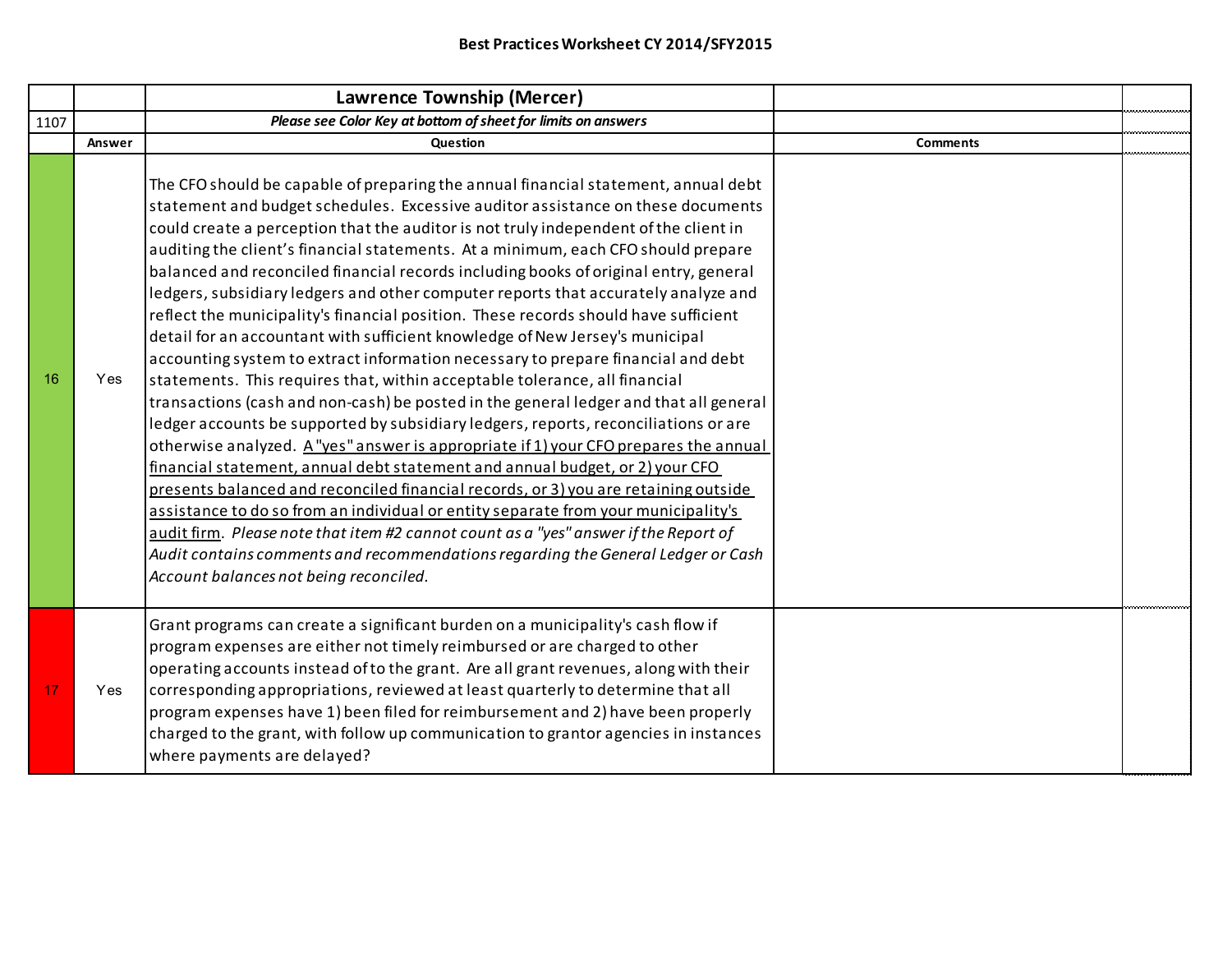**Best Practices Worksheet CY 2014/SFY2015**

| | | **Lawrence Township (Mercer)** | |
|---|---|---|---|
| 1107 | | ***Please see Color Key at bottom of sheet for limits on answers*** | |
| | **Answer** | **Question** | **Comments** |
| 16 | Yes | The CFO should be capable of preparing the annual financial statement, annual debt statement and budget schedules. Excessive auditor assistance on these documents could create a perception that the auditor is not truly independent of the client in auditing the client's financial statements. At a minimum, each CFO should prepare balanced and reconciled financial records including books of original entry, general ledgers, subsidiary ledgers and other computer reports that accurately analyze and reflect the municipality's financial position. These records should have sufficient detail for an accountant with sufficient knowledge of New Jersey's municipal accounting system to extract information necessary to prepare financial and debt statements. This requires that, within acceptable tolerance, all financial transactions (cash and non-cash) be posted in the general ledger and that all general ledger accounts be supported by subsidiary ledgers, reports, reconciliations or are otherwise analyzed. <u>A "yes" answer is appropriate if 1) your CFO prepares the annual financial statement, annual debt statement and annual budget, or 2) your CFO presents balanced and reconciled financial records, or 3) you are retaining outside assistance to do so from an individual or entity separate from your municipality's audit firm</u>. *Please note that item #2 cannot count as a "yes" answer if the Report of Audit contains comments and recommendations regarding the General Ledger or Cash Account balances not being reconciled.* | |
| 17 | Yes | Grant programs can create a significant burden on a municipality's cash flow if program expenses are either not timely reimbursed or are charged to other operating accounts instead of to the grant. Are all grant revenues, along with their corresponding appropriations, reviewed at least quarterly to determine that all program expenses have 1) been filed for reimbursement and 2) have been properly charged to the grant, with follow up communication to grantor agencies in instances where payments are delayed? | |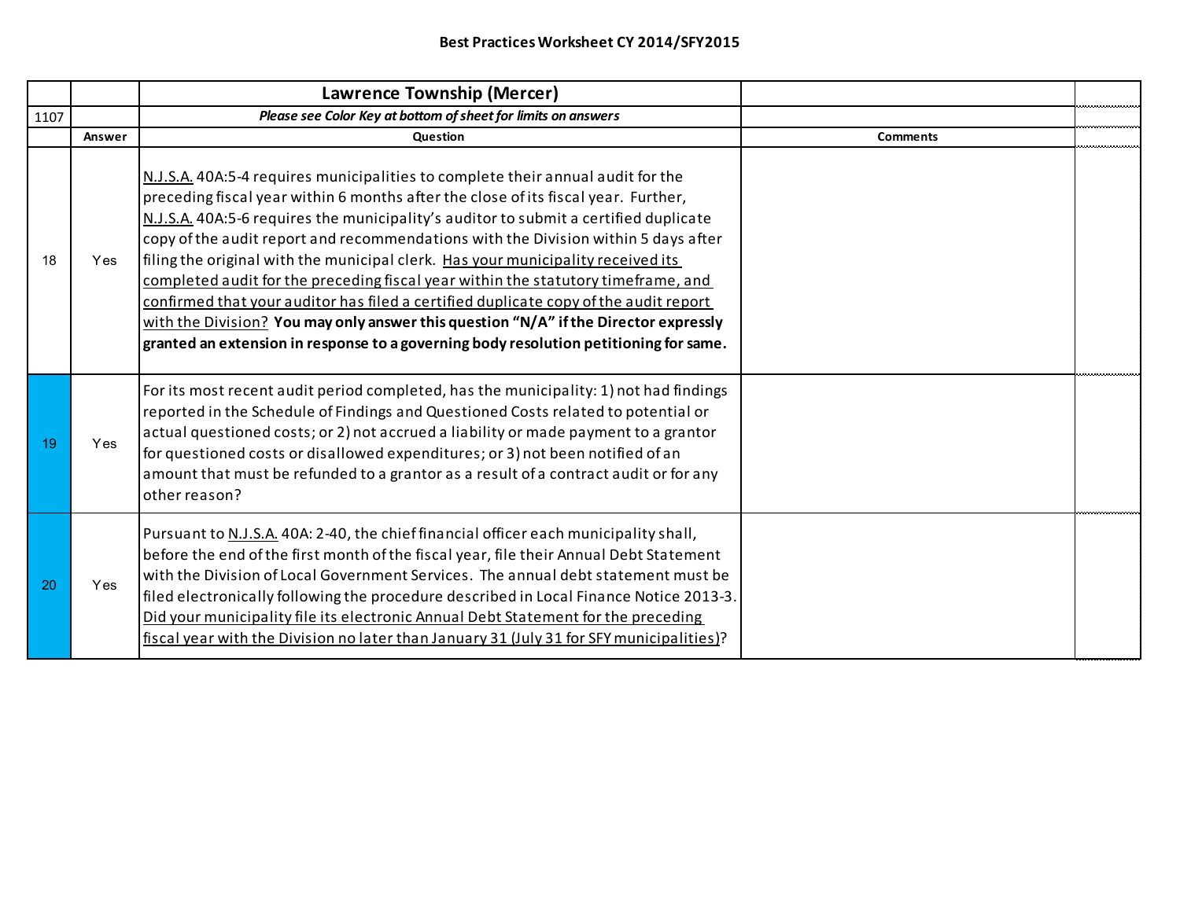**Best Practices Worksheet CY 2014/SFY2015**

| | | Lawrence Township (Mercer) | | |
|---|---|---|---|---|
| 1107 | | *Please see Color Key at bottom of sheet for limits on answers* | | |
| | **Answer** | **Question** | **Comments** | |
| 18 | Yes | N.J.S.A. 40A:5-4 requires municipalities to complete their annual audit for the preceding fiscal year within 6 months after the close of its fiscal year. Further, N.J.S.A. 40A:5-6 requires the municipality's auditor to submit a certified duplicate copy of the audit report and recommendations with the Division within 5 days after filing the original with the municipal clerk. Has your municipality received its completed audit for the preceding fiscal year within the statutory timeframe, and confirmed that your auditor has filed a certified duplicate copy of the audit report with the Division? **You may only answer this question "N/A" if the Director expressly granted an extension in response to a governing body resolution petitioning for same.** | | |
| 19 | Yes | For its most recent audit period completed, has the municipality: 1) not had findings reported in the Schedule of Findings and Questioned Costs related to potential or actual questioned costs; or 2) not accrued a liability or made payment to a grantor for questioned costs or disallowed expenditures; or 3) not been notified of an amount that must be refunded to a grantor as a result of a contract audit or for any other reason? | | |
| 20 | Yes | Pursuant to N.J.S.A. 40A: 2-40, the chief financial officer each municipality shall, before the end of the first month of the fiscal year, file their Annual Debt Statement with the Division of Local Government Services. The annual debt statement must be filed electronically following the procedure described in Local Finance Notice 2013-3. Did your municipality file its electronic Annual Debt Statement for the preceding fiscal year with the Division no later than January 31 (July 31 for SFY municipalities)? | | |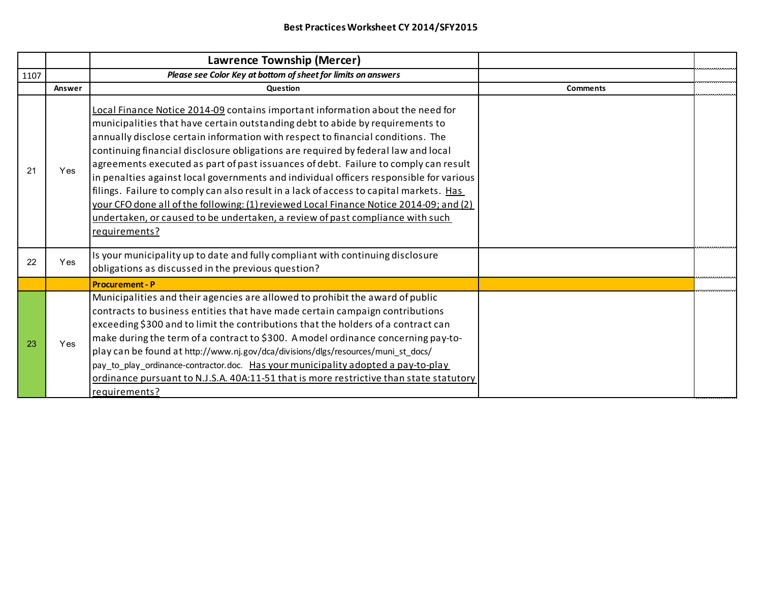**Best Practices Worksheet CY 2014/SFY2015**

| | | Lawrence Township (Mercer) | | |
|---|---|---|---|---|
| 1107 | | *Please see Color Key at bottom of sheet for limits on answers* | | |
| | **Answer** | **Question** | **Comments** | |
| 21 | Yes | Local Finance Notice 2014-09 contains important information about the need for municipalities that have certain outstanding debt to abide by requirements to annually disclose certain information with respect to financial conditions. The continuing financial disclosure obligations are required by federal law and local agreements executed as part of past issuances of debt. Failure to comply can result in penalties against local governments and individual officers responsible for various filings. Failure to comply can also result in a lack of access to capital markets. Has your CFO done all of the following: (1) reviewed Local Finance Notice 2014-09; and (2) undertaken, or caused to be undertaken, a review of past compliance with such requirements? | | |
| 22 | Yes | Is your municipality up to date and fully compliant with continuing disclosure obligations as discussed in the previous question? | | |
| | | **Procurement - P** | | |
| 23 | Yes | Municipalities and their agencies are allowed to prohibit the award of public contracts to business entities that have made certain campaign contributions exceeding $300 and to limit the contributions that the holders of a contract can make during the term of a contract to $300. A model ordinance concerning pay-to-play can be found at http://www.nj.gov/dca/divisions/dlgs/resources/muni_st_docs/pay_to_play_ordinance-contractor.doc. Has your municipality adopted a pay-to-play ordinance pursuant to N.J.S.A. 40A:11-51 that is more restrictive than state statutory requirements? | | |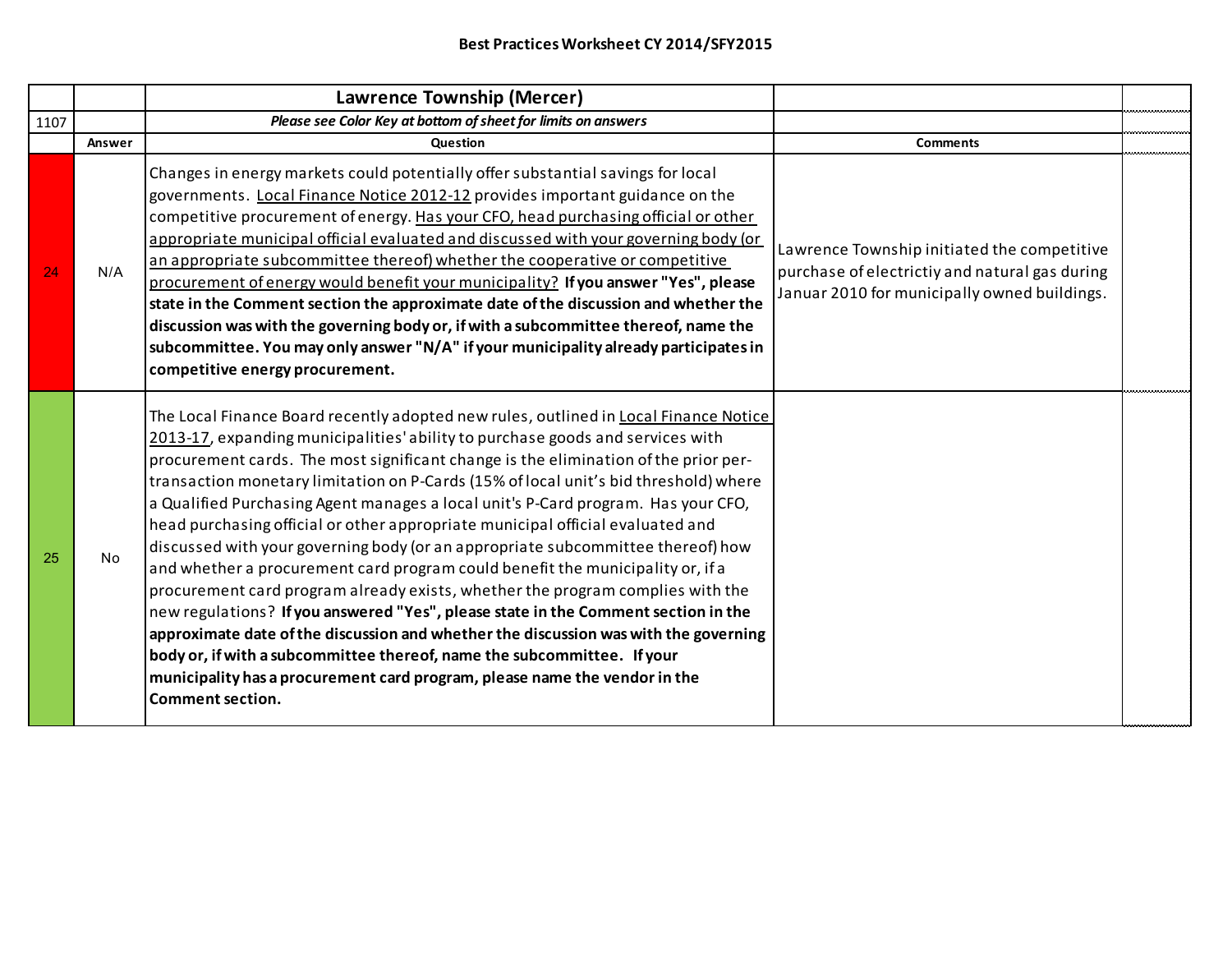**Best Practices Worksheet CY 2014/SFY2015**

| | | Lawrence Township (Mercer) | | |
|---|---|---|---|---|
| 1107 | | *Please see Color Key at bottom of sheet for limits on answers* | | |
| | Answer | Question | Comments | |
| 24 | N/A | Changes in energy markets could potentially offer substantial savings for local governments. Local Finance Notice 2012-12 provides important guidance on the competitive procurement of energy. Has your CFO, head purchasing official or other appropriate municipal official evaluated and discussed with your governing body (or an appropriate subcommittee thereof) whether the cooperative or competitive procurement of energy would benefit your municipality? **If you answer "Yes", please state in the Comment section the approximate date of the discussion and whether the discussion was with the governing body or, if with a subcommittee thereof, name the subcommittee. You may only answer "N/A" if your municipality already participates in competitive energy procurement.** | Lawrence Township initiated the competitive purchase of electrictiy and natural gas during Januar 2010 for municipally owned buildings. | |
| 25 | No | The Local Finance Board recently adopted new rules, outlined in Local Finance Notice 2013-17, expanding municipalities' ability to purchase goods and services with procurement cards. The most significant change is the elimination of the prior per-transaction monetary limitation on P-Cards (15% of local unit's bid threshold) where a Qualified Purchasing Agent manages a local unit's P-Card program. Has your CFO, head purchasing official or other appropriate municipal official evaluated and discussed with your governing body (or an appropriate subcommittee thereof) how and whether a procurement card program could benefit the municipality or, if a procurement card program already exists, whether the program complies with the new regulations? **If you answered "Yes", please state in the Comment section in the approximate date of the discussion and whether the discussion was with the governing body or, if with a subcommittee thereof, name the subcommittee. If your municipality has a procurement card program, please name the vendor in the Comment section.** | | |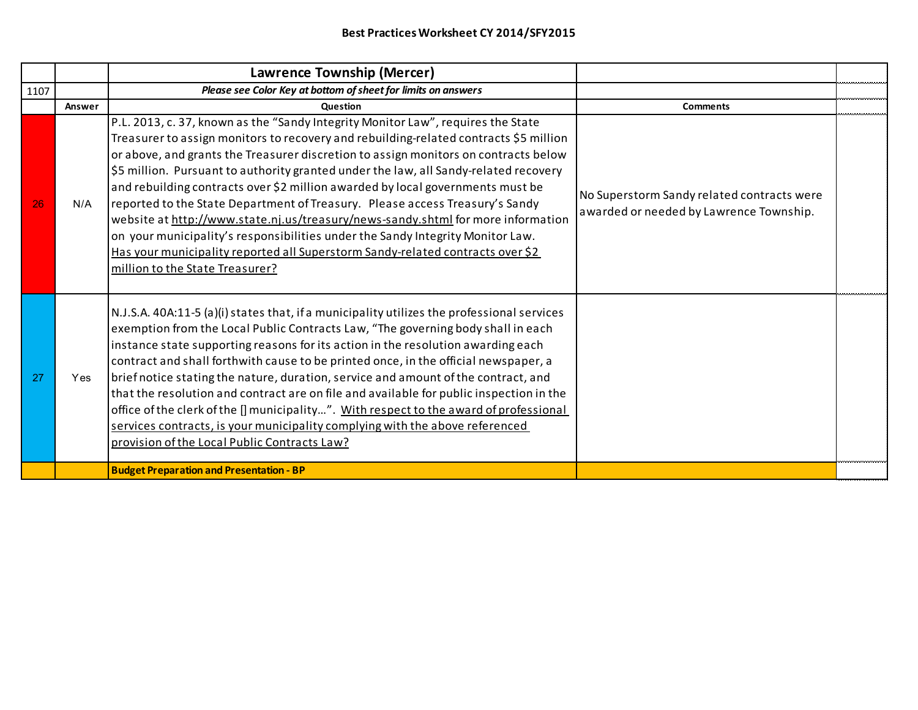**Best Practices Worksheet CY 2014/SFY2015**

| | | Lawrence Township (Mercer) | | |
|---|---|---|---|---|
| 1107 | | *Please see Color Key at bottom of sheet for limits on answers* | | |
| | **Answer** | **Question** | **Comments** | |
| 26 | N/A | P.L. 2013, c. 37, known as the "Sandy Integrity Monitor Law", requires the State Treasurer to assign monitors to recovery and rebuilding-related contracts $5 million or above, and grants the Treasurer discretion to assign monitors on contracts below $5 million. Pursuant to authority granted under the law, all Sandy-related recovery and rebuilding contracts over $2 million awarded by local governments must be reported to the State Department of Treasury. Please access Treasury's Sandy website at http://www.state.nj.us/treasury/news-sandy.shtml for more information on your municipality's responsibilities under the Sandy Integrity Monitor Law. Has your municipality reported all Superstorm Sandy-related contracts over $2 million to the State Treasurer? | No Superstorm Sandy related contracts were awarded or needed by Lawrence Township. | |
| 27 | Yes | N.J.S.A. 40A:11-5 (a)(i) states that, if a municipality utilizes the professional services exemption from the Local Public Contracts Law, "The governing body shall in each instance state supporting reasons for its action in the resolution awarding each contract and shall forthwith cause to be printed once, in the official newspaper, a brief notice stating the nature, duration, service and amount of the contract, and that the resolution and contract are on file and available for public inspection in the office of the clerk of the [] municipality…". With respect to the award of professional services contracts, is your municipality complying with the above referenced provision of the Local Public Contracts Law? | | |
| | | **Budget Preparation and Presentation - BP** | | |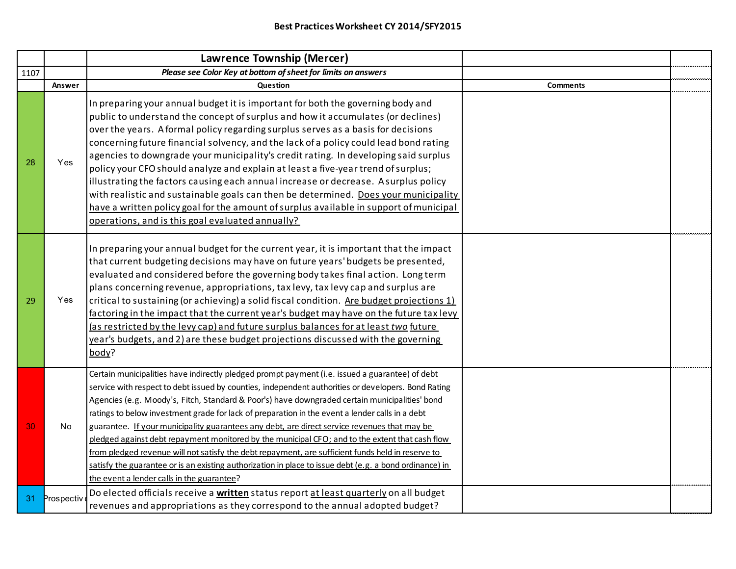## Best Practices Worksheet CY 2014/SFY2015

| | | Lawrence Township (Mercer) | | |
|---|---|---|---|---|
| 1107 | | *Please see Color Key at bottom of sheet for limits on answers* | | |
| | Answer | Question | Comments | |
| 28 | Yes | In preparing your annual budget it is important for both the governing body and public to understand the concept of surplus and how it accumulates (or declines) over the years. A formal policy regarding surplus serves as a basis for decisions concerning future financial solvency, and the lack of a policy could lead bond rating agencies to downgrade your municipality's credit rating. In developing said surplus policy your CFO should analyze and explain at least a five-year trend of surplus; illustrating the factors causing each annual increase or decrease. A surplus policy with realistic and sustainable goals can then be determined. Does your municipality have a written policy goal for the amount of surplus available in support of municipal operations, and is this goal evaluated annually? | | |
| 29 | Yes | In preparing your annual budget for the current year, it is important that the impact that current budgeting decisions may have on future years' budgets be presented, evaluated and considered before the governing body takes final action. Long term plans concerning revenue, appropriations, tax levy, tax levy cap and surplus are critical to sustaining (or achieving) a solid fiscal condition. Are budget projections 1) factoring in the impact that the current year's budget may have on the future tax levy (as restricted by the levy cap) and future surplus balances for at least *two* future year's budgets, and 2) are these budget projections discussed with the governing body? | | |
| 30 | No | Certain municipalities have indirectly pledged prompt payment (i.e. issued a guarantee) of debt service with respect to debt issued by counties, independent authorities or developers. Bond Rating Agencies (e.g. Moody's, Fitch, Standard & Poor's) have downgraded certain municipalities' bond ratings to below investment grade for lack of preparation in the event a lender calls in a debt guarantee. If your municipality guarantees any debt, are direct service revenues that may be pledged against debt repayment monitored by the municipal CFO; and to the extent that cash flow from pledged revenue will not satisfy the debt repayment, are sufficient funds held in reserve to satisfy the guarantee or is an existing authorization in place to issue debt (e.g. a bond ordinance) in the event a lender calls in the guarantee? | | |
| 31 | Prospective | Do elected officials receive a **written** status report at least quarterly on all budget revenues and appropriations as they correspond to the annual adopted budget? | | |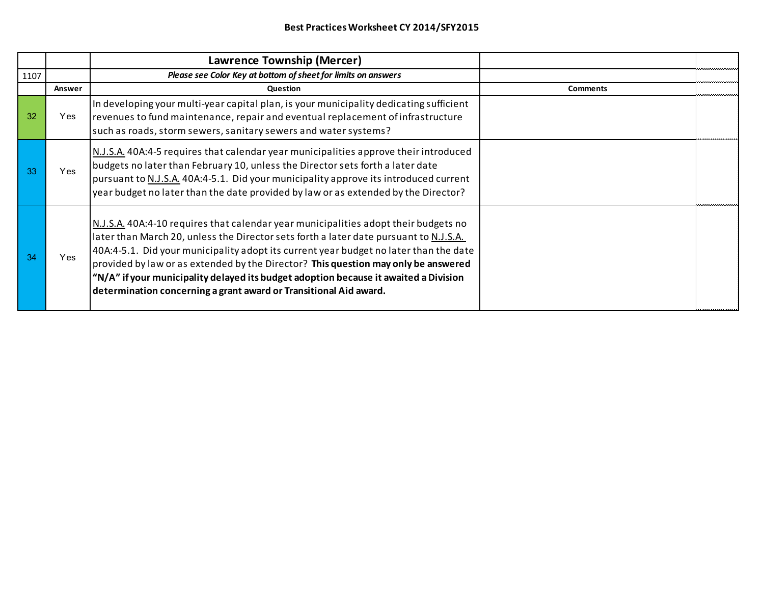## Best Practices Worksheet CY 2014/SFY2015

| | | Lawrence Township (Mercer) | | |
|---|---|---|---|---|
| 1107 | | ***Please see Color Key at bottom of sheet for limits on answers*** | | |
| | **Answer** | **Question** | **Comments** | |
| 32 | Yes | In developing your multi-year capital plan, is your municipality dedicating sufficient revenues to fund maintenance, repair and eventual replacement of infrastructure such as roads, storm sewers, sanitary sewers and water systems? | | |
| 33 | Yes | N.J.S.A. 40A:4-5 requires that calendar year municipalities approve their introduced budgets no later than February 10, unless the Director sets forth a later date pursuant to N.J.S.A. 40A:4-5.1. Did your municipality approve its introduced current year budget no later than the date provided by law or as extended by the Director? | | |
| 34 | Yes | N.J.S.A. 40A:4-10 requires that calendar year municipalities adopt their budgets no later than March 20, unless the Director sets forth a later date pursuant to N.J.S.A. 40A:4-5.1. Did your municipality adopt its current year budget no later than the date provided by law or as extended by the Director? **This question may only be answered "N/A" if your municipality delayed its budget adoption because it awaited a Division determination concerning a grant award or Transitional Aid award.** | | |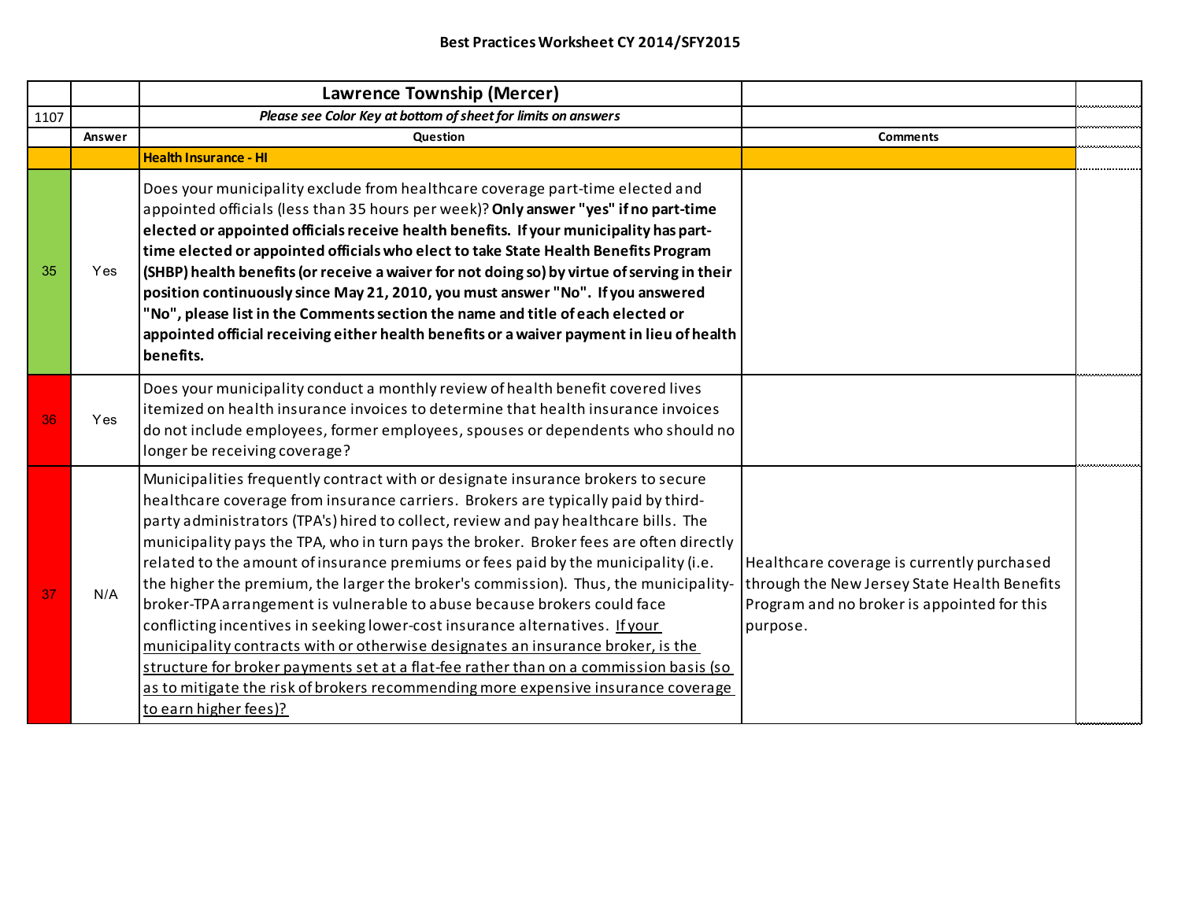# Best Practices Worksheet CY 2014/SFY2015

| | | Lawrence Township (Mercer) | |
|---|---|---|---|
| 1107 | | *Please see Color Key at bottom of sheet for limits on answers* | |
| | **Answer** | **Question** | **Comments** |
| | | **Health Insurance - HI** | |
| 35 | Yes | Does your municipality exclude from healthcare coverage part-time elected and appointed officials (less than 35 hours per week)? **Only answer "yes" if no part-time elected or appointed officials receive health benefits. If your municipality has part-time elected or appointed officials who elect to take State Health Benefits Program (SHBP) health benefits (or receive a waiver for not doing so) by virtue of serving in their position continuously since May 21, 2010, you must answer "No". If you answered "No", please list in the Comments section the name and title of each elected or appointed official receiving either health benefits or a waiver payment in lieu of health benefits.** | |
| 36 | Yes | Does your municipality conduct a monthly review of health benefit covered lives itemized on health insurance invoices to determine that health insurance invoices do not include employees, former employees, spouses or dependents who should no longer be receiving coverage? | |
| 37 | N/A | Municipalities frequently contract with or designate insurance brokers to secure healthcare coverage from insurance carriers. Brokers are typically paid by third-party administrators (TPA's) hired to collect, review and pay healthcare bills. The municipality pays the TPA, who in turn pays the broker. Broker fees are often directly related to the amount of insurance premiums or fees paid by the municipality (i.e. the higher the premium, the larger the broker's commission). Thus, the municipality-broker-TPA arrangement is vulnerable to abuse because brokers could face conflicting incentives in seeking lower-cost insurance alternatives. <u>If your municipality contracts with or otherwise designates an insurance broker, is the structure for broker payments set at a flat-fee rather than on a commission basis (so as to mitigate the risk of brokers recommending more expensive insurance coverage to earn higher fees)?</u> | Healthcare coverage is currently purchased through the New Jersey State Health Benefits Program and no broker is appointed for this purpose. |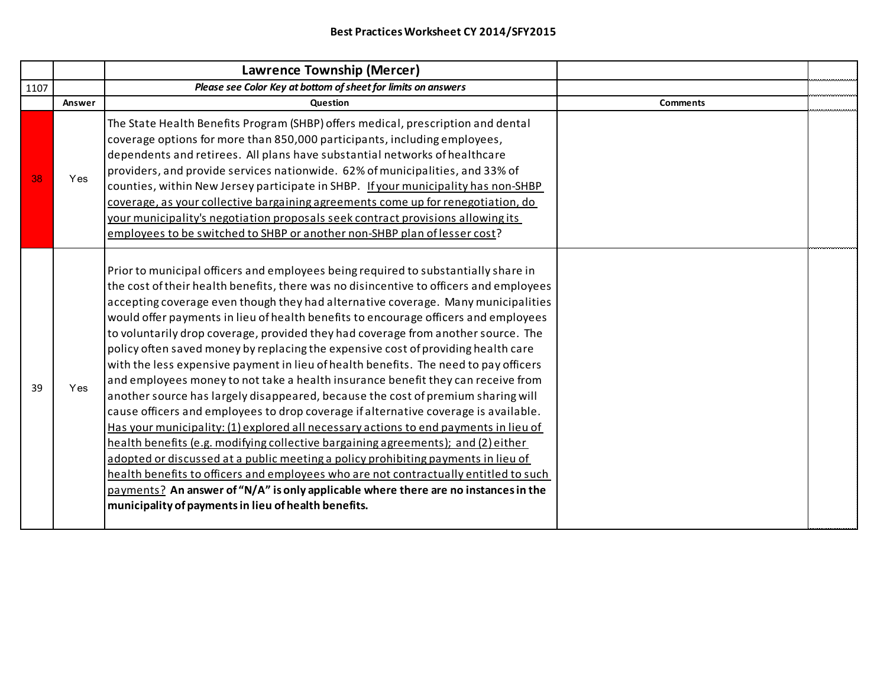## Best Practices Worksheet CY 2014/SFY2015

| | | Lawrence Township (Mercer) | | |
|---|---|---|---|---|
| 1107 | | *Please see Color Key at bottom of sheet for limits on answers* | | |
| | **Answer** | **Question** | **Comments** | |
| 38 | Yes | The State Health Benefits Program (SHBP) offers medical, prescription and dental coverage options for more than 850,000 participants, including employees, dependents and retirees. All plans have substantial networks of healthcare providers, and provide services nationwide. 62% of municipalities, and 33% of counties, within New Jersey participate in SHBP. If your municipality has non-SHBP coverage, as your collective bargaining agreements come up for renegotiation, do your municipality's negotiation proposals seek contract provisions allowing its employees to be switched to SHBP or another non-SHBP plan of lesser cost? | | |
| 39 | Yes | Prior to municipal officers and employees being required to substantially share in the cost of their health benefits, there was no disincentive to officers and employees accepting coverage even though they had alternative coverage. Many municipalities would offer payments in lieu of health benefits to encourage officers and employees to voluntarily drop coverage, provided they had coverage from another source. The policy often saved money by replacing the expensive cost of providing health care with the less expensive payment in lieu of health benefits. The need to pay officers and employees money to not take a health insurance benefit they can receive from another source has largely disappeared, because the cost of premium sharing will cause officers and employees to drop coverage if alternative coverage is available. Has your municipality: (1) explored all necessary actions to end payments in lieu of health benefits (e.g. modifying collective bargaining agreements); and (2) either adopted or discussed at a public meeting a policy prohibiting payments in lieu of health benefits to officers and employees who are not contractually entitled to such payments? **An answer of "N/A" is only applicable where there are no instances in the municipality of payments in lieu of health benefits.** | | |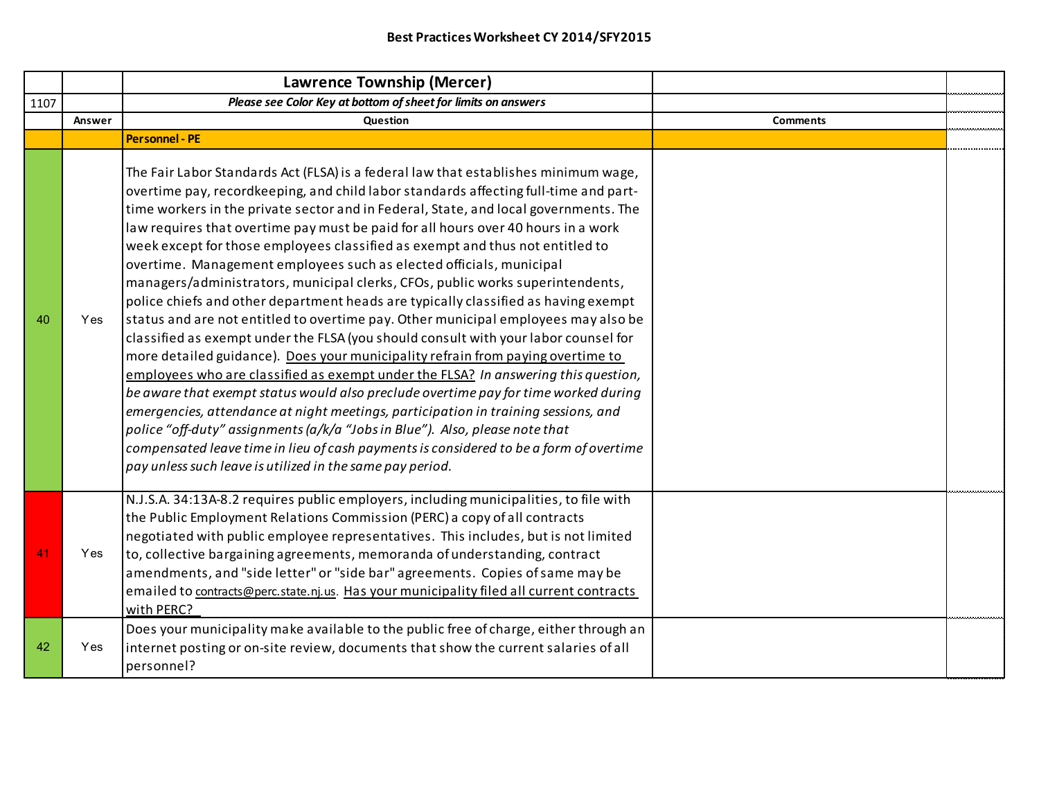## Best Practices Worksheet CY 2014/SFY2015

| | | **Lawrence Township (Mercer)** | |
|---|---|---|---|
| 1107 | | ***Please see Color Key at bottom of sheet for limits on answers*** | |
| | **Answer** | **Question** | **Comments** |
| | | **Personnel - PE** | |
| 40 | Yes | The Fair Labor Standards Act (FLSA) is a federal law that establishes minimum wage, overtime pay, recordkeeping, and child labor standards affecting full-time and part-time workers in the private sector and in Federal, State, and local governments. The law requires that overtime pay must be paid for all hours over 40 hours in a work week except for those employees classified as exempt and thus not entitled to overtime. Management employees such as elected officials, municipal managers/administrators, municipal clerks, CFOs, public works superintendents, police chiefs and other department heads are typically classified as having exempt status and are not entitled to overtime pay. Other municipal employees may also be classified as exempt under the FLSA (you should consult with your labor counsel for more detailed guidance). Does your municipality refrain from paying overtime to employees who are classified as exempt under the FLSA? *In answering this question, be aware that exempt status would also preclude overtime pay for time worked during emergencies, attendance at night meetings, participation in training sessions, and police "off-duty" assignments (a/k/a "Jobs in Blue"). Also, please note that compensated leave time in lieu of cash payments is considered to be a form of overtime pay unless such leave is utilized in the same pay period.* | |
| 41 | Yes | N.J.S.A. 34:13A-8.2 requires public employers, including municipalities, to file with the Public Employment Relations Commission (PERC) a copy of all contracts negotiated with public employee representatives. This includes, but is not limited to, collective bargaining agreements, memoranda of understanding, contract amendments, and "side letter" or "side bar" agreements. Copies of same may be emailed to contracts@perc.state.nj.us. Has your municipality filed all current contracts with PERC? | |
| 42 | Yes | Does your municipality make available to the public free of charge, either through an internet posting or on-site review, documents that show the current salaries of all personnel? | |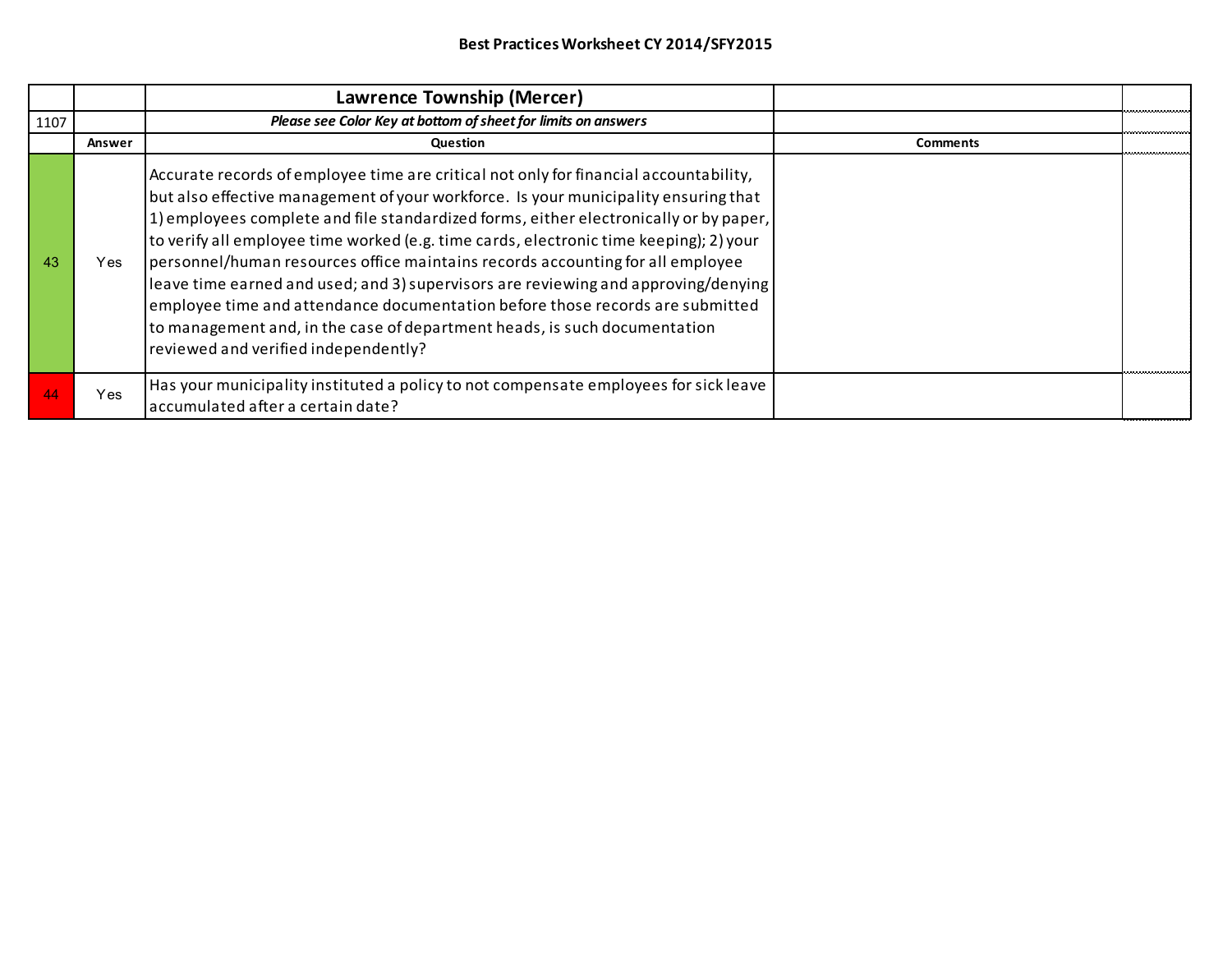**Best Practices Worksheet CY 2014/SFY2015**

| | | **Lawrence Township (Mercer)** | | |
|---|---|---|---|---|
| 1107 | | ***Please see Color Key at bottom of sheet for limits on answers*** | | |
| | **Answer** | **Question** | **Comments** | |
| 43 | Yes | Accurate records of employee time are critical not only for financial accountability, but also effective management of your workforce. Is your municipality ensuring that 1) employees complete and file standardized forms, either electronically or by paper, to verify all employee time worked (e.g. time cards, electronic time keeping); 2) your personnel/human resources office maintains records accounting for all employee leave time earned and used; and 3) supervisors are reviewing and approving/denying employee time and attendance documentation before those records are submitted to management and, in the case of department heads, is such documentation reviewed and verified independently? | | |
| 44 | Yes | Has your municipality instituted a policy to not compensate employees for sick leave accumulated after a certain date? | | |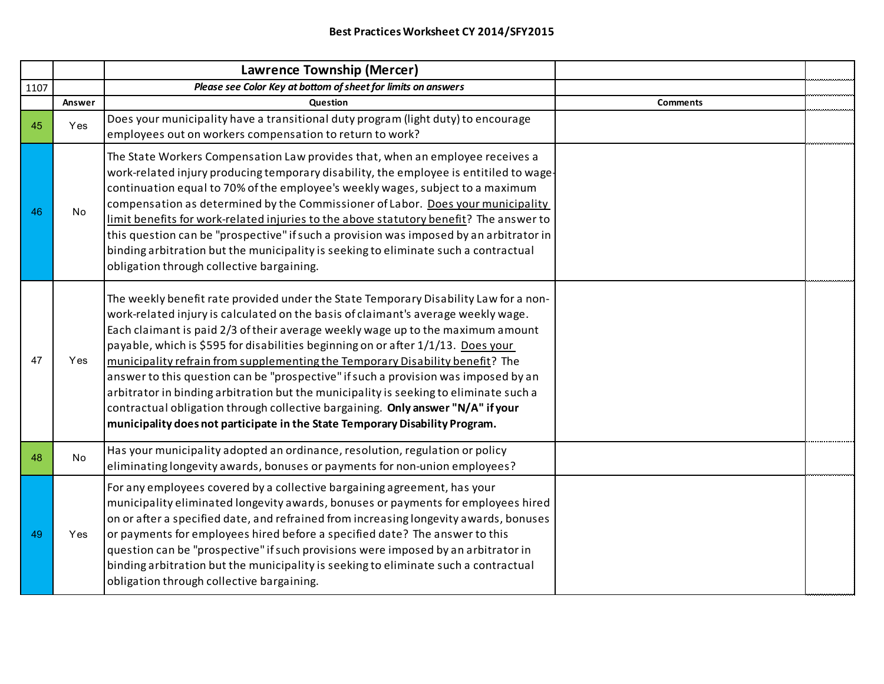**Best Practices Worksheet CY 2014/SFY2015**

| | | **Lawrence Township (Mercer)** | | |
|---|---|---|---|---|
| 1107 | | ***Please see Color Key at bottom of sheet for limits on answers*** | | |
| | **Answer** | **Question** | **Comments** | |
| 45 | Yes | Does your municipality have a transitional duty program (light duty) to encourage employees out on workers compensation to return to work? | | |
| 46 | No | The State Workers Compensation Law provides that, when an employee receives a work-related injury producing temporary disability, the employee is entitiled to wage-continuation equal to 70% of the employee's weekly wages, subject to a maximum compensation as determined by the Commissioner of Labor. Does your municipality limit benefits for work-related injuries to the above statutory benefit? The answer to this question can be "prospective" if such a provision was imposed by an arbitrator in binding arbitration but the municipality is seeking to eliminate such a contractual obligation through collective bargaining. | | |
| 47 | Yes | The weekly benefit rate provided under the State Temporary Disability Law for a non-work-related injury is calculated on the basis of claimant's average weekly wage. Each claimant is paid 2/3 of their average weekly wage up to the maximum amount payable, which is $595 for disabilities beginning on or after 1/1/13. Does your municipality refrain from supplementing the Temporary Disability benefit? The answer to this question can be "prospective" if such a provision was imposed by an arbitrator in binding arbitration but the municipality is seeking to eliminate such a contractual obligation through collective bargaining. **Only answer "N/A" if your municipality does not participate in the State Temporary Disability Program.** | | |
| 48 | No | Has your municipality adopted an ordinance, resolution, regulation or policy eliminating longevity awards, bonuses or payments for non-union employees? | | |
| 49 | Yes | For any employees covered by a collective bargaining agreement, has your municipality eliminated longevity awards, bonuses or payments for employees hired on or after a specified date, and refrained from increasing longevity awards, bonuses or payments for employees hired before a specified date? The answer to this question can be "prospective" if such provisions were imposed by an arbitrator in binding arbitration but the municipality is seeking to eliminate such a contractual obligation through collective bargaining. | | |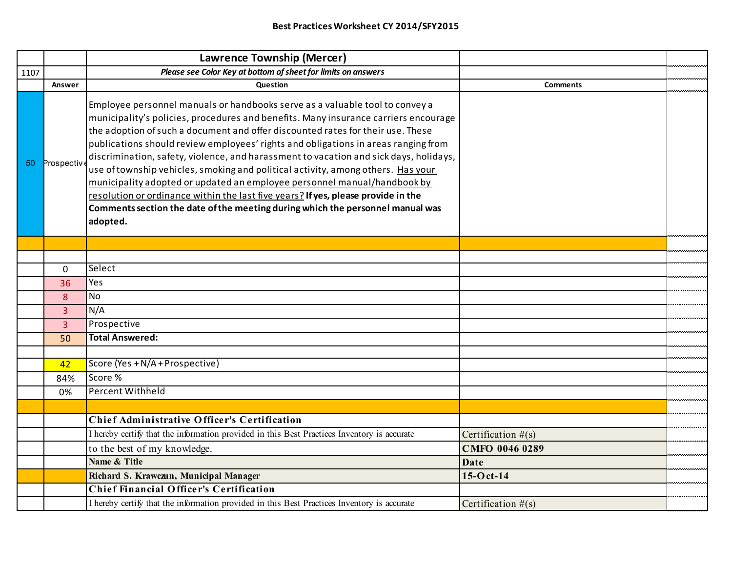## Best Practices Worksheet CY 2014/SFY2015

| | | Lawrence Township (Mercer) | | |
|---|---|---|---|---|
| 1107 | | *Please see Color Key at bottom of sheet for limits on answers* | | |
| | **Answer** | **Question** | **Comments** | |
| 50 | Prospectiv | Employee personnel manuals or handbooks serve as a valuable tool to convey a municipality's policies, procedures and benefits. Many insurance carriers encourage the adoption of such a document and offer discounted rates for their use. These publications should review employees' rights and obligations in areas ranging from discrimination, safety, violence, and harassment to vacation and sick days, holidays, use of township vehicles, smoking and political activity, among others. Has your municipality adopted or updated an employee personnel manual/handbook by resolution or ordinance within the last five years? **If yes, please provide in the Comments section the date of the meeting during which the personnel manual was adopted.** | | |
| | | | | |
| | | | | |
| | 0 | Select | | |
| | 36 | Yes | | |
| | 8 | No | | |
| | 3 | N/A | | |
| | 3 | Prospective | | |
| | 50 | **Total Answered:** | | |
| | | | | |
| | 42 | Score (Yes + N/A + Prospective) | | |
| | 84% | Score % | | |
| | 0% | Percent Withheld | | |
| | | | | |
| | | **Chief Administrative Officer's Certification** | | |
| | | I hereby certify that the information provided in this Best Practices Inventory is accurate | Certification #(s) | |
| | | to the best of my knowledge. | **CMFO 0046 0289** | |
| | | **Name & Title** | **Date** | |
| | | **Richard S. Krawczun, Municipal Manager** | **15-Oct-14** | |
| | | **Chief Financial Officer's Certification** | | |
| | | I hereby certify that the information provided in this Best Practices Inventory is accurate | Certification #(s) | |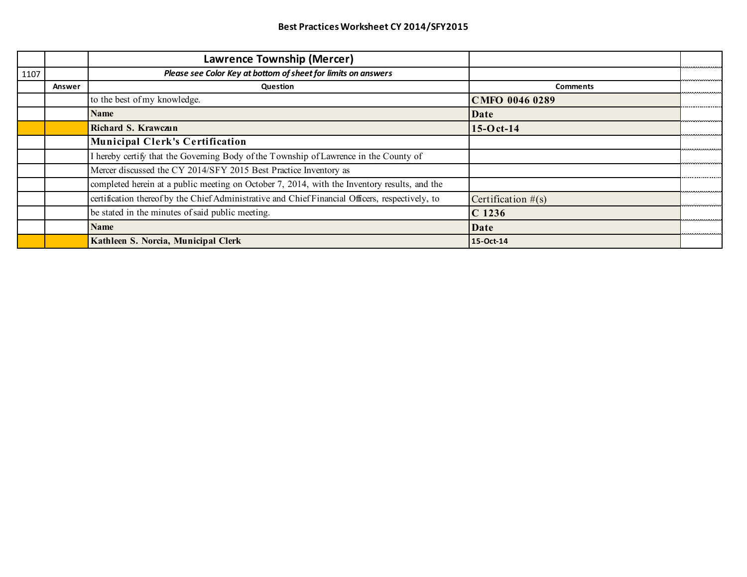**Best Practices Worksheet CY 2014/SFY2015**

| | | **Lawrence Township (Mercer)** | | |
|---|---|---|---|---|
| 1107 | | ***Please see Color Key at bottom of sheet for limits on answers*** | | |
| | **Answer** | **Question** | **Comments** | |
| | | to the best of my knowledge. | **CMFO 0046 0289** | |
| | | **Name** | **Date** | |
| | | **Richard S. Krawczun** | **15-Oct-14** | |
| | | **Municipal Clerk's Certification** | | |
| | | I hereby certify that the Governing Body of the Township of Lawrence in the County of | | |
| | | Mercer discussed the CY 2014/SFY 2015 Best Practice Inventory as | | |
| | | completed herein at a public meeting on October 7, 2014, with the Inventory results, and the | | |
| | | certification thereof by the Chief Administrative and Chief Financial Officers, respectively, to | Certification #(s) | |
| | | be stated in the minutes of said public meeting. | **C 1236** | |
| | | **Name** | **Date** | |
| | | **Kathleen S. Norcia, Municipal Clerk** | **15-Oct-14** | |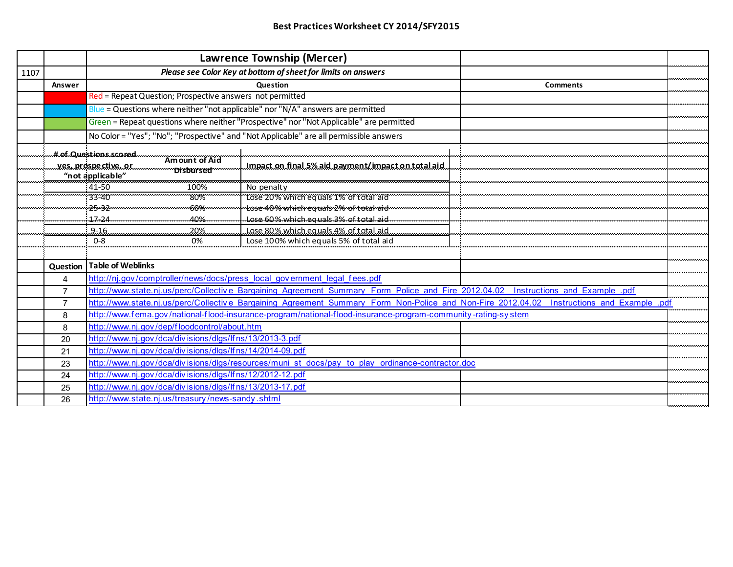## Best Practices Worksheet CY 2014/SFY2015

| | | | |
|---|---|---|---|
| | | **Lawrence Township (Mercer)** | |
| 1107 | | ***Please see Color Key at bottom of sheet for limits on answers*** | |
| | **Answer** | **Question** | **Comments** |
| | | Red = Repeat Question; Prospective answers not permitted | |
| | | Blue = Questions where neither "not applicable" nor "N/A" answers are permitted | |
| | | Green = Repeat questions where neither "Prospective" nor "Not Applicable" are permitted | |
| | | No Color = "Yes"; "No"; "Prospective" and "Not Applicable" are all permissible answers | |

| # of Questions scored yes, prospective, or "not applicable" | Amount of Aid Disbursed | Impact on final 5% aid payment/impact on total aid |
|---|---|---|
| 41-50 | 100% | No penalty |
| 33-40 | 80% | Lose 20% which equals 1% of total aid |
| 25-32 | 60% | Lose 40% which equals 2% of total aid |
| 17-24 | 40% | Lose 60% which equals 3% of total aid |
| 9-16 | 20% | Lose 80% which equals 4% of total aid |
| 0-8 | 0% | Lose 100% which equals 5% of total aid |

| Question | Table of Weblinks |
|---|---|
| 4 | http://nj.gov/comptroller/news/docs/press_local_government_legal_fees.pdf |
| 7 | http://www.state.nj.us/perc/Collective_Bargaining_Agreement_Summary_Form_Police_and_Fire_2012.04.02__Instructions_and_Example_.pdf |
| 7 | http://www.state.nj.us/perc/Collective_Bargaining_Agreement_Summary_Form_Non-Police_and_Non-Fire_2012.04.02__Instructions_and_Example_.pdf |
| 8 | http://www.fema.gov/national-flood-insurance-program/national-flood-insurance-program-community-rating-system |
| 8 | http://www.nj.gov/dep/floodcontrol/about.htm |
| 20 | http://www.nj.gov/dca/divisions/dlgs/lfns/13/2013-3.pdf |
| 21 | http://www.nj.gov/dca/divisions/dlgs/lfns/14/2014-09.pdf |
| 23 | http://www.nj.gov/dca/divisions/dlgs/resources/muni_st_docs/pay_to_play_ordinance-contractor.doc |
| 24 | http://www.nj.gov/dca/divisions/dlgs/lfns/12/2012-12.pdf |
| 25 | http://www.nj.gov/dca/divisions/dlgs/lfns/13/2013-17.pdf |
| 26 | http://www.state.nj.us/treasury/news-sandy.shtml |